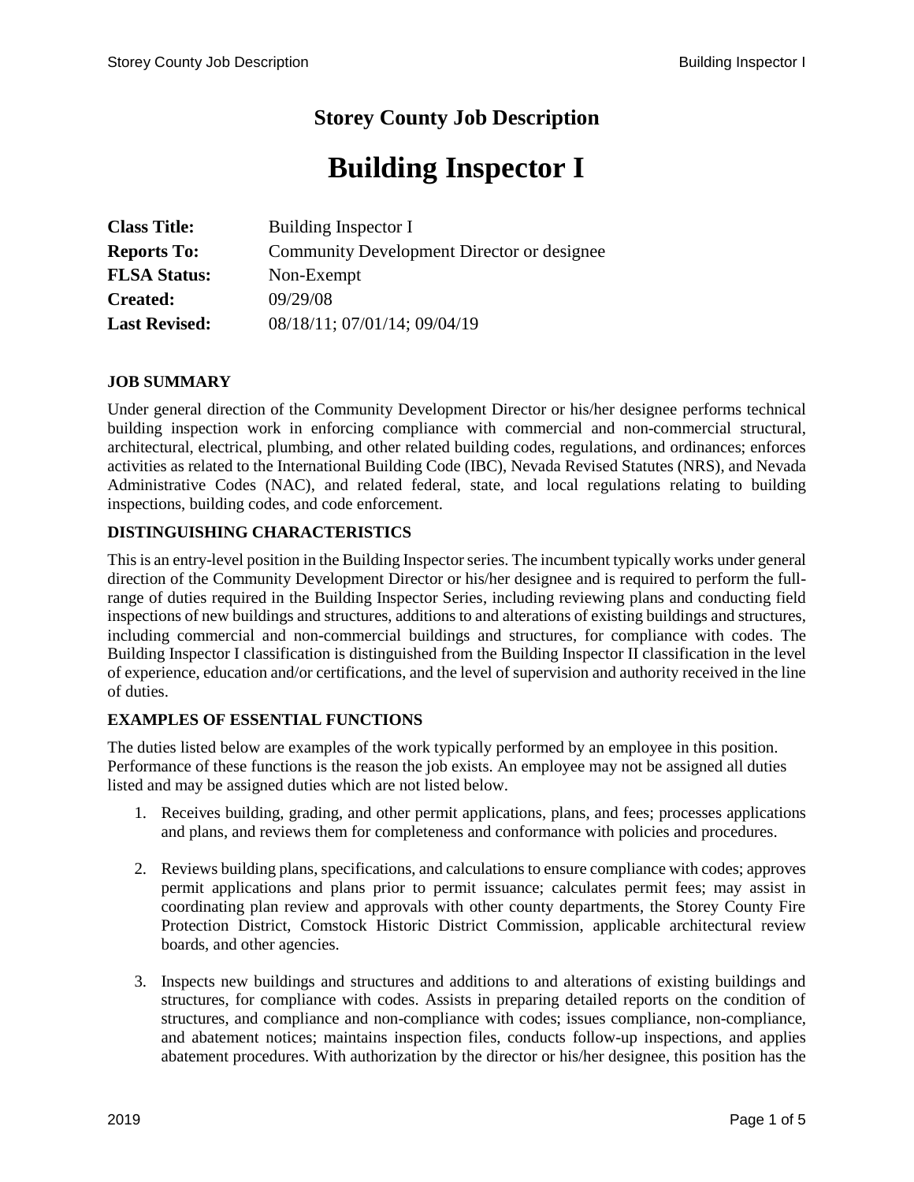# Storey County Job Description

# Building Inspector I

| | |
|---|---|
| **Class Title:** | Building Inspector I |
| **Reports To:** | Community Development Director or designee |
| **FLSA Status:** | Non-Exempt |
| **Created:** | 09/29/08 |
| **Last Revised:** | 08/18/11; 07/01/14; 09/04/19 |

## JOB SUMMARY

Under general direction of the Community Development Director or his/her designee performs technical building inspection work in enforcing compliance with commercial and non-commercial structural, architectural, electrical, plumbing, and other related building codes, regulations, and ordinances; enforces activities as related to the International Building Code (IBC), Nevada Revised Statutes (NRS), and Nevada Administrative Codes (NAC), and related federal, state, and local regulations relating to building inspections, building codes, and code enforcement.

## DISTINGUISHING CHARACTERISTICS

This is an entry-level position in the Building Inspector series. The incumbent typically works under general direction of the Community Development Director or his/her designee and is required to perform the full-range of duties required in the Building Inspector Series, including reviewing plans and conducting field inspections of new buildings and structures, additions to and alterations of existing buildings and structures, including commercial and non-commercial buildings and structures, for compliance with codes. The Building Inspector I classification is distinguished from the Building Inspector II classification in the level of experience, education and/or certifications, and the level of supervision and authority received in the line of duties.

## EXAMPLES OF ESSENTIAL FUNCTIONS

The duties listed below are examples of the work typically performed by an employee in this position. Performance of these functions is the reason the job exists. An employee may not be assigned all duties listed and may be assigned duties which are not listed below.

1. Receives building, grading, and other permit applications, plans, and fees; processes applications and plans, and reviews them for completeness and conformance with policies and procedures.

2. Reviews building plans, specifications, and calculations to ensure compliance with codes; approves permit applications and plans prior to permit issuance; calculates permit fees; may assist in coordinating plan review and approvals with other county departments, the Storey County Fire Protection District, Comstock Historic District Commission, applicable architectural review boards, and other agencies.

3. Inspects new buildings and structures and additions to and alterations of existing buildings and structures, for compliance with codes. Assists in preparing detailed reports on the condition of structures, and compliance and non-compliance with codes; issues compliance, non-compliance, and abatement notices; maintains inspection files, conducts follow-up inspections, and applies abatement procedures. With authorization by the director or his/her designee, this position has the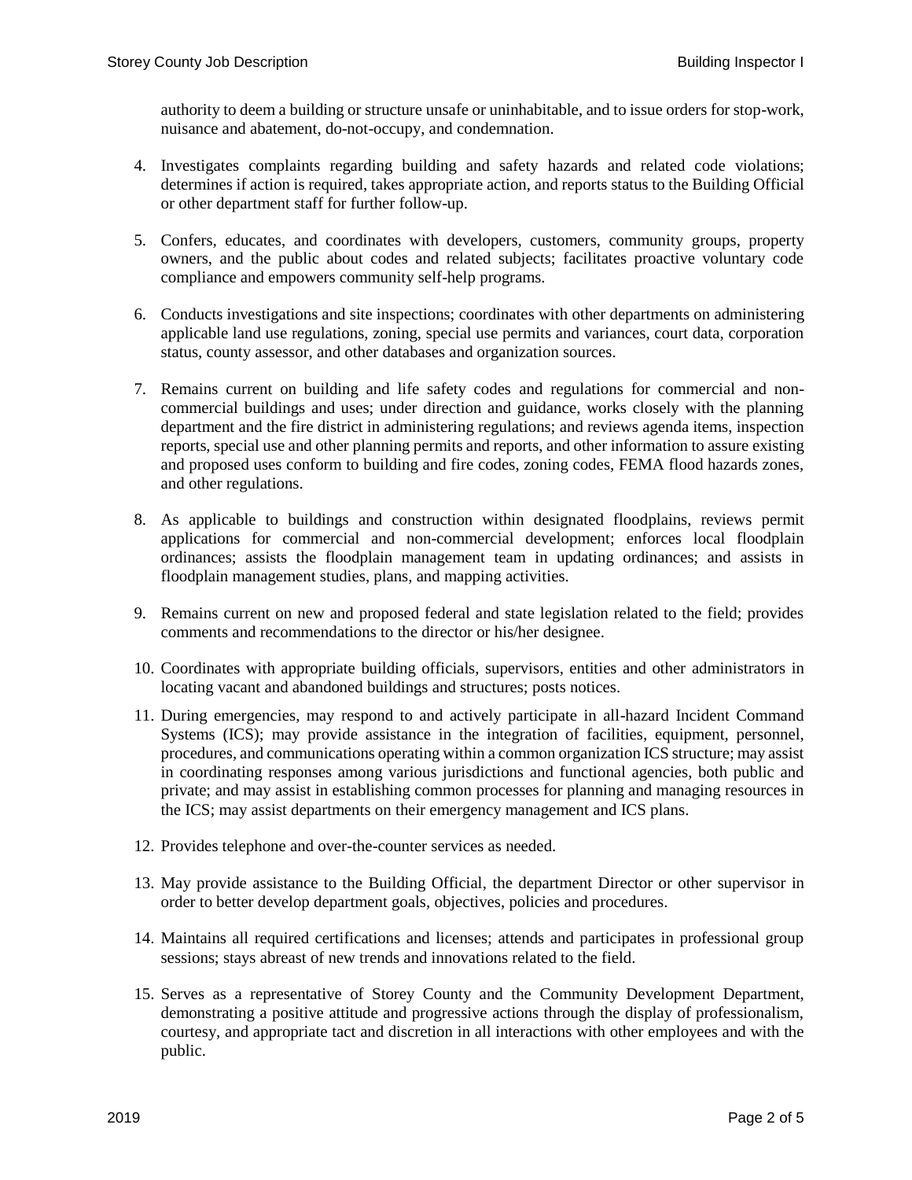authority to deem a building or structure unsafe or uninhabitable, and to issue orders for stop-work, nuisance and abatement, do-not-occupy, and condemnation.

4. Investigates complaints regarding building and safety hazards and related code violations; determines if action is required, takes appropriate action, and reports status to the Building Official or other department staff for further follow-up.

5. Confers, educates, and coordinates with developers, customers, community groups, property owners, and the public about codes and related subjects; facilitates proactive voluntary code compliance and empowers community self-help programs.

6. Conducts investigations and site inspections; coordinates with other departments on administering applicable land use regulations, zoning, special use permits and variances, court data, corporation status, county assessor, and other databases and organization sources.

7. Remains current on building and life safety codes and regulations for commercial and non-commercial buildings and uses; under direction and guidance, works closely with the planning department and the fire district in administering regulations; and reviews agenda items, inspection reports, special use and other planning permits and reports, and other information to assure existing and proposed uses conform to building and fire codes, zoning codes, FEMA flood hazards zones, and other regulations.

8. As applicable to buildings and construction within designated floodplains, reviews permit applications for commercial and non-commercial development; enforces local floodplain ordinances; assists the floodplain management team in updating ordinances; and assists in floodplain management studies, plans, and mapping activities.

9. Remains current on new and proposed federal and state legislation related to the field; provides comments and recommendations to the director or his/her designee.

10. Coordinates with appropriate building officials, supervisors, entities and other administrators in locating vacant and abandoned buildings and structures; posts notices.

11. During emergencies, may respond to and actively participate in all-hazard Incident Command Systems (ICS); may provide assistance in the integration of facilities, equipment, personnel, procedures, and communications operating within a common organization ICS structure; may assist in coordinating responses among various jurisdictions and functional agencies, both public and private; and may assist in establishing common processes for planning and managing resources in the ICS; may assist departments on their emergency management and ICS plans.

12. Provides telephone and over-the-counter services as needed.

13. May provide assistance to the Building Official, the department Director or other supervisor in order to better develop department goals, objectives, policies and procedures.

14. Maintains all required certifications and licenses; attends and participates in professional group sessions; stays abreast of new trends and innovations related to the field.

15. Serves as a representative of Storey County and the Community Development Department, demonstrating a positive attitude and progressive actions through the display of professionalism, courtesy, and appropriate tact and discretion in all interactions with other employees and with the public.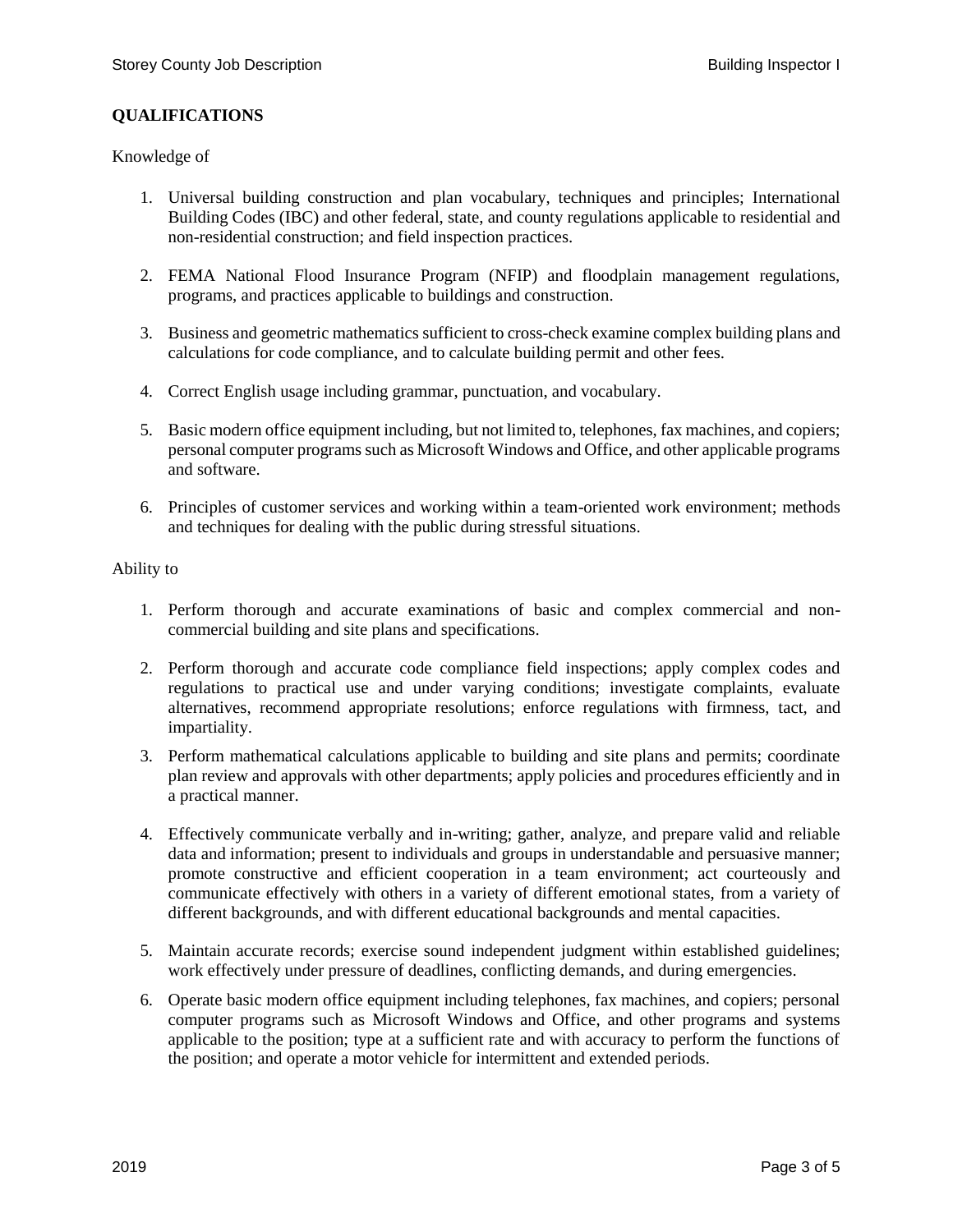**QUALIFICATIONS**

Knowledge of

1. Universal building construction and plan vocabulary, techniques and principles; International Building Codes (IBC) and other federal, state, and county regulations applicable to residential and non-residential construction; and field inspection practices.

2. FEMA National Flood Insurance Program (NFIP) and floodplain management regulations, programs, and practices applicable to buildings and construction.

3. Business and geometric mathematics sufficient to cross-check examine complex building plans and calculations for code compliance, and to calculate building permit and other fees.

4. Correct English usage including grammar, punctuation, and vocabulary.

5. Basic modern office equipment including, but not limited to, telephones, fax machines, and copiers; personal computer programs such as Microsoft Windows and Office, and other applicable programs and software.

6. Principles of customer services and working within a team-oriented work environment; methods and techniques for dealing with the public during stressful situations.

Ability to

1. Perform thorough and accurate examinations of basic and complex commercial and non-commercial building and site plans and specifications.

2. Perform thorough and accurate code compliance field inspections; apply complex codes and regulations to practical use and under varying conditions; investigate complaints, evaluate alternatives, recommend appropriate resolutions; enforce regulations with firmness, tact, and impartiality.

3. Perform mathematical calculations applicable to building and site plans and permits; coordinate plan review and approvals with other departments; apply policies and procedures efficiently and in a practical manner.

4. Effectively communicate verbally and in-writing; gather, analyze, and prepare valid and reliable data and information; present to individuals and groups in understandable and persuasive manner; promote constructive and efficient cooperation in a team environment; act courteously and communicate effectively with others in a variety of different emotional states, from a variety of different backgrounds, and with different educational backgrounds and mental capacities.

5. Maintain accurate records; exercise sound independent judgment within established guidelines; work effectively under pressure of deadlines, conflicting demands, and during emergencies.

6. Operate basic modern office equipment including telephones, fax machines, and copiers; personal computer programs such as Microsoft Windows and Office, and other programs and systems applicable to the position; type at a sufficient rate and with accuracy to perform the functions of the position; and operate a motor vehicle for intermittent and extended periods.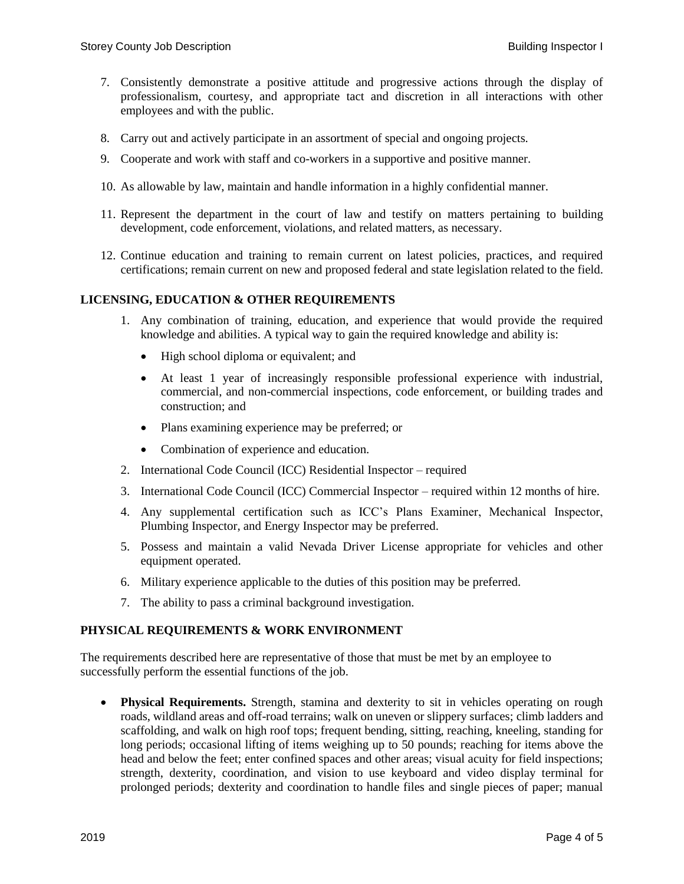7. Consistently demonstrate a positive attitude and progressive actions through the display of professionalism, courtesy, and appropriate tact and discretion in all interactions with other employees and with the public.

8. Carry out and actively participate in an assortment of special and ongoing projects.

9. Cooperate and work with staff and co-workers in a supportive and positive manner.

10. As allowable by law, maintain and handle information in a highly confidential manner.

11. Represent the department in the court of law and testify on matters pertaining to building development, code enforcement, violations, and related matters, as necessary.

12. Continue education and training to remain current on latest policies, practices, and required certifications; remain current on new and proposed federal and state legislation related to the field.

## LICENSING, EDUCATION & OTHER REQUIREMENTS

1. Any combination of training, education, and experience that would provide the required knowledge and abilities. A typical way to gain the required knowledge and ability is:
   - High school diploma or equivalent; and
   - At least 1 year of increasingly responsible professional experience with industrial, commercial, and non-commercial inspections, code enforcement, or building trades and construction; and
   - Plans examining experience may be preferred; or
   - Combination of experience and education.
2. International Code Council (ICC) Residential Inspector – required
3. International Code Council (ICC) Commercial Inspector – required within 12 months of hire.
4. Any supplemental certification such as ICC's Plans Examiner, Mechanical Inspector, Plumbing Inspector, and Energy Inspector may be preferred.
5. Possess and maintain a valid Nevada Driver License appropriate for vehicles and other equipment operated.
6. Military experience applicable to the duties of this position may be preferred.
7. The ability to pass a criminal background investigation.

## PHYSICAL REQUIREMENTS & WORK ENVIRONMENT

The requirements described here are representative of those that must be met by an employee to successfully perform the essential functions of the job.

- **Physical Requirements.** Strength, stamina and dexterity to sit in vehicles operating on rough roads, wildland areas and off-road terrains; walk on uneven or slippery surfaces; climb ladders and scaffolding, and walk on high roof tops; frequent bending, sitting, reaching, kneeling, standing for long periods; occasional lifting of items weighing up to 50 pounds; reaching for items above the head and below the feet; enter confined spaces and other areas; visual acuity for field inspections; strength, dexterity, coordination, and vision to use keyboard and video display terminal for prolonged periods; dexterity and coordination to handle files and single pieces of paper; manual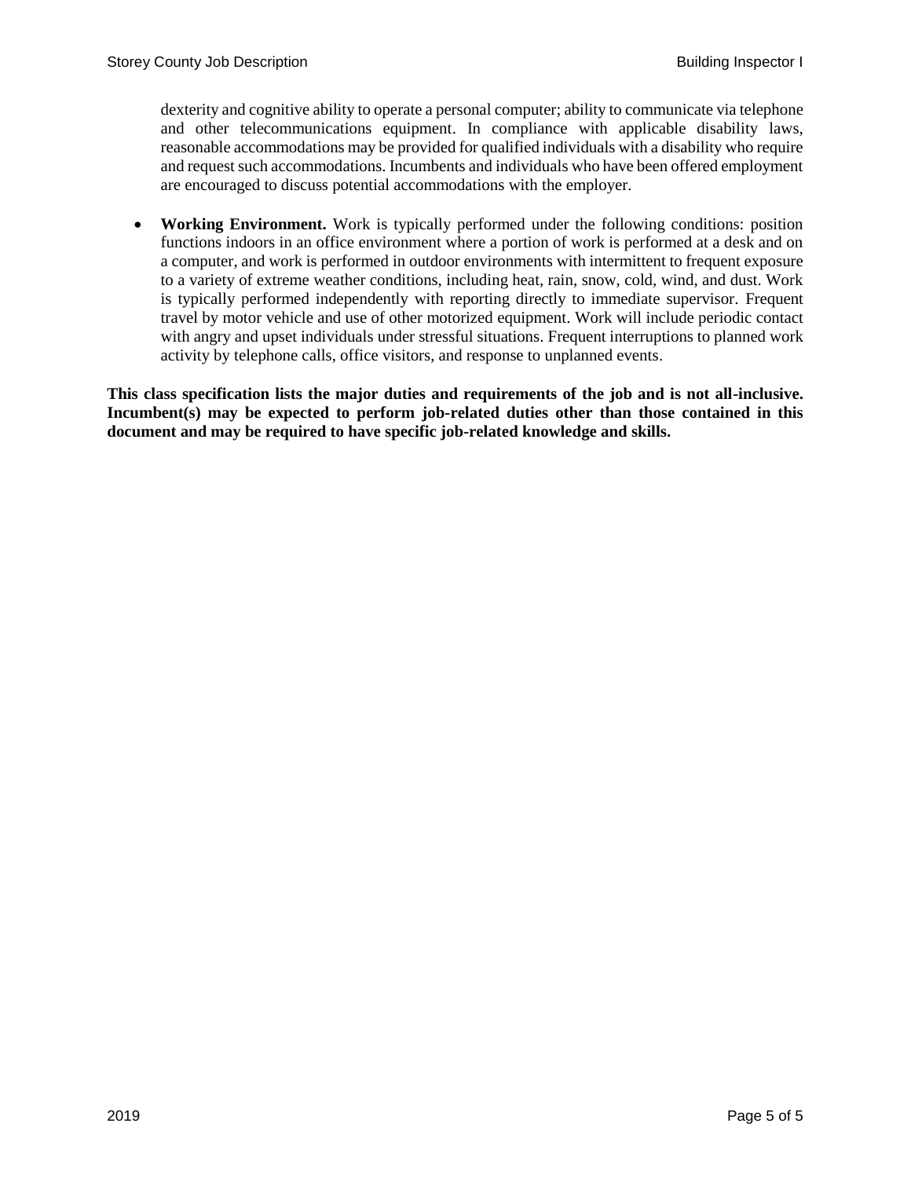dexterity and cognitive ability to operate a personal computer; ability to communicate via telephone and other telecommunications equipment. In compliance with applicable disability laws, reasonable accommodations may be provided for qualified individuals with a disability who require and request such accommodations. Incumbents and individuals who have been offered employment are encouraged to discuss potential accommodations with the employer.

- **Working Environment.** Work is typically performed under the following conditions: position functions indoors in an office environment where a portion of work is performed at a desk and on a computer, and work is performed in outdoor environments with intermittent to frequent exposure to a variety of extreme weather conditions, including heat, rain, snow, cold, wind, and dust. Work is typically performed independently with reporting directly to immediate supervisor. Frequent travel by motor vehicle and use of other motorized equipment. Work will include periodic contact with angry and upset individuals under stressful situations. Frequent interruptions to planned work activity by telephone calls, office visitors, and response to unplanned events.

**This class specification lists the major duties and requirements of the job and is not all-inclusive. Incumbent(s) may be expected to perform job-related duties other than those contained in this document and may be required to have specific job-related knowledge and skills.**